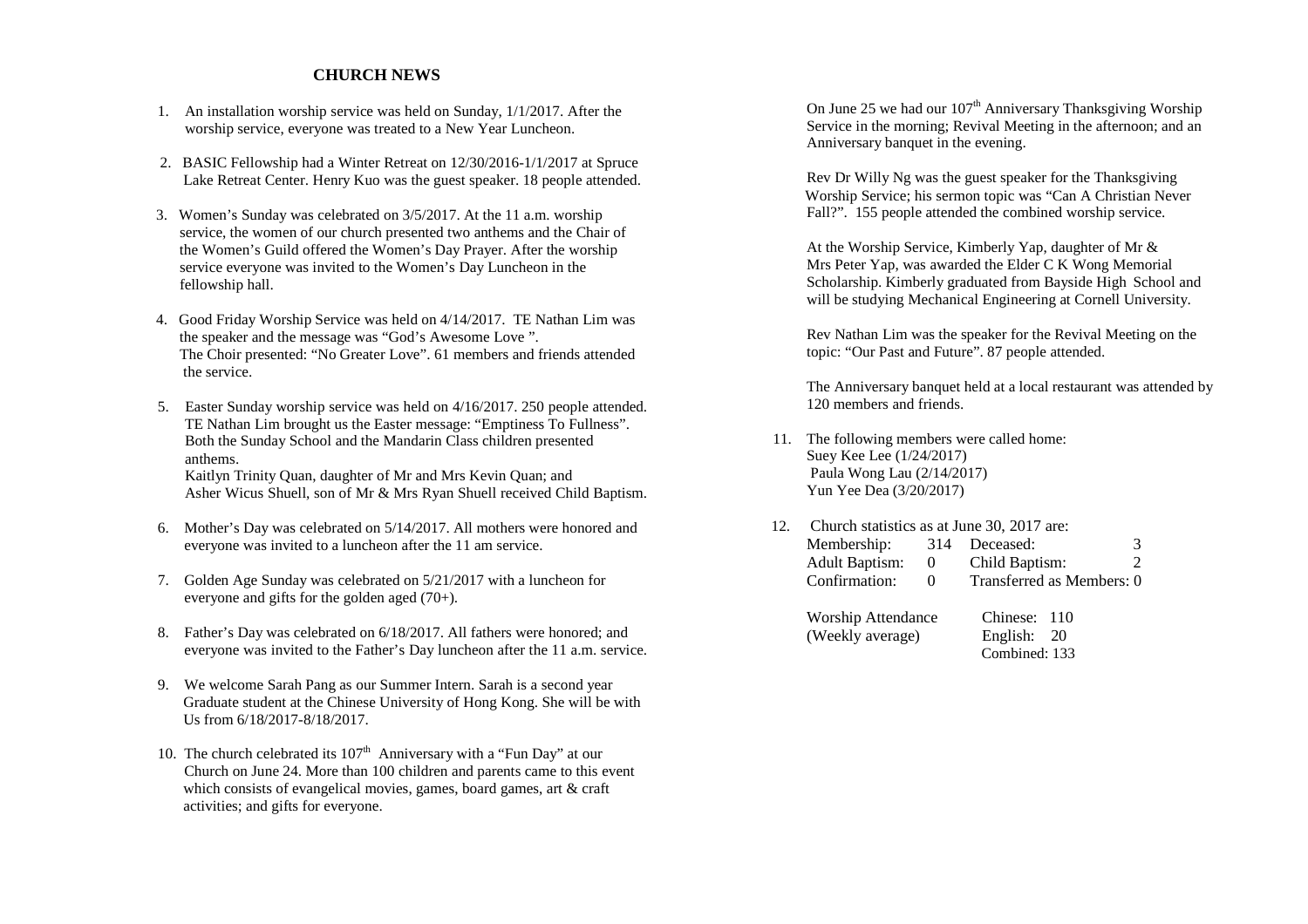# CHURCH NEWS

1. An installation worship service was held on Sunday, 1/1/2017. After the worship service, everyone was treated to a New Year Luncheon.

2. BASIC Fellowship had a Winter Retreat on 12/30/2016-1/1/2017 at Spruce Lake Retreat Center. Henry Kuo was the guest speaker. 18 people attended.

3. Women's Sunday was celebrated on 3/5/2017. At the 11 a.m. worship service, the women of our church presented two anthems and the Chair of the Women's Guild offered the Women's Day Prayer. After the worship service everyone was invited to the Women's Day Luncheon in the fellowship hall.

4. Good Friday Worship Service was held on 4/14/2017. TE Nathan Lim was the speaker and the message was "God's Awesome Love ". The Choir presented: "No Greater Love". 61 members and friends attended the service.

5. Easter Sunday worship service was held on 4/16/2017. 250 people attended. TE Nathan Lim brought us the Easter message: "Emptiness To Fullness". Both the Sunday School and the Mandarin Class children presented anthems.
   Kaitlyn Trinity Quan, daughter of Mr and Mrs Kevin Quan; and Asher Wicus Shuell, son of Mr & Mrs Ryan Shuell received Child Baptism.

6. Mother's Day was celebrated on 5/14/2017. All mothers were honored and everyone was invited to a luncheon after the 11 am service.

7. Golden Age Sunday was celebrated on 5/21/2017 with a luncheon for everyone and gifts for the golden aged (70+).

8. Father's Day was celebrated on 6/18/2017. All fathers were honored; and everyone was invited to the Father's Day luncheon after the 11 a.m. service.

9. We welcome Sarah Pang as our Summer Intern. Sarah is a second year Graduate student at the Chinese University of Hong Kong. She will be with Us from 6/18/2017-8/18/2017.

10. The church celebrated its 107th Anniversary with a "Fun Day" at our Church on June 24. More than 100 children and parents came to this event which consists of evangelical movies, games, board games, art & craft activities; and gifts for everyone.

    On June 25 we had our 107th Anniversary Thanksgiving Worship Service in the morning; Revival Meeting in the afternoon; and an Anniversary banquet in the evening.

    Rev Dr Willy Ng was the guest speaker for the Thanksgiving Worship Service; his sermon topic was "Can A Christian Never Fall?". 155 people attended the combined worship service.

    At the Worship Service, Kimberly Yap, daughter of Mr & Mrs Peter Yap, was awarded the Elder C K Wong Memorial Scholarship. Kimberly graduated from Bayside High School and will be studying Mechanical Engineering at Cornell University.

    Rev Nathan Lim was the speaker for the Revival Meeting on the topic: "Our Past and Future". 87 people attended.

    The Anniversary banquet held at a local restaurant was attended by 120 members and friends.

11. The following members were called home:
    Suey Kee Lee (1/24/2017)
    Paula Wong Lau (2/14/2017)
    Yun Yee Dea (3/20/2017)

12. Church statistics as at June 30, 2017 are:

| | | | |
|---|---|---|---|
| Membership: | 314 | Deceased: | 3 |
| Adult Baptism: | 0 | Child Baptism: | 2 |
| Confirmation: | 0 | Transferred as Members: | 0 |

| | |
|---|---|
| Worship Attendance (Weekly average) | Chinese: 110 |
| | English: 20 |
| | Combined: 133 |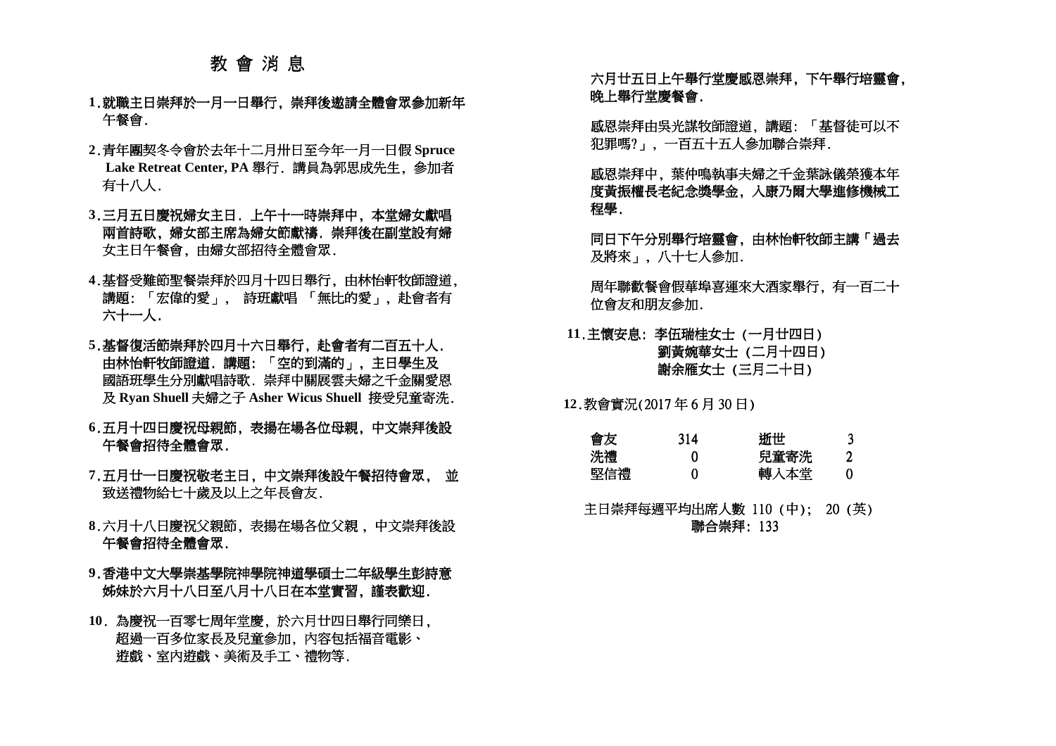# 教 會 消 息

1.就職主日崇拜於一月一日舉行，崇拜後邀請全體會眾參加新年午餐會.

2.青年團契冬令會於去年十二月卅日至今年一月一日假 **Spruce Lake Retreat Center, PA** 舉行. 講員為郭思成先生，參加者有十八人.

3.三月五日慶祝婦女主日. 上午十一時崇拜中，本堂婦女獻唱兩首詩歌，婦女部主席為婦女節獻禱. 崇拜後在副堂設有婦女主日午餐會，由婦女部招待全體會眾.

4.基督受難節聖餐崇拜於四月十四日舉行，由林怡軒牧師證道，講題: 「宏偉的愛」， 詩班獻唱 「無比的愛」，赴會者有六十一人.

5.基督復活節崇拜於四月十六日舉行，赴會者有二百五十人. 由林怡軒牧師證道. 講題: 「空的到滿的」，主日學生及國語班學生分別獻唱詩歌. 崇拜中關展雲夫婦之千金關愛恩及 **Ryan Shuell** 夫婦之子 **Asher Wicus Shuell** 接受兒童寄洗.

6.五月十四日慶祝母親節，表揚在場各位母親，中文崇拜後設午餐會招待全體會眾.

7.五月廿一日慶祝敬老主日，中文崇拜後設午餐招待會眾， 並致送禮物給七十歲及以上之年長會友.

8.六月十八日慶祝父親節，表揚在場各位父親，中文崇拜後設午餐會招待全體會眾.

9.香港中文大學崇基學院神學院神道學碩士二年級學生彭詩意姊妹於六月十八日至八月十八日在本堂實習，謹表歡迎.

10. 為慶祝一百零七周年堂慶，於六月廿四日舉行同樂日，超過一百多位家長及兒童參加，內容包括福音電影、遊戲、室內遊戲、美術及手工、禮物等.

六月廿五日上午舉行堂慶感恩崇拜，下午舉行培靈會，晚上舉行堂慶餐會.

感恩崇拜由吳光謀牧師證道，講題: 「基督徒可以不犯罪嗎?」，一百五十五人參加聯合崇拜.

感恩崇拜中，葉仲鳴執事夫婦之千金葉詠儀榮獲本年度黃振權長老紀念獎學金，入康乃爾大學進修機械工程學.

同日下午分別舉行培靈會，由林怡軒牧師主講「過去及將來」，八十七人參加.

周年聯歡餐會假華埠喜運來大酒家舉行，有一百二十位會友和朋友參加.

11.主懷安息: 李伍瑞桂女士（一月廿四日）
劉黃婉華女士（二月十四日）
謝余雁女士（三月二十日）

12.教會實況(2017 年 6 月 30 日)

| | | | |
|---|---|---|---|
| 會友 | 314 | 逝世 | 3 |
| 洗禮 | 0 | 兒童寄洗 | 2 |
| 堅信禮 | 0 | 轉入本堂 | 0 |

主日崇拜每週平均出席人數 110（中）; 20（英）
聯合崇拜: 133